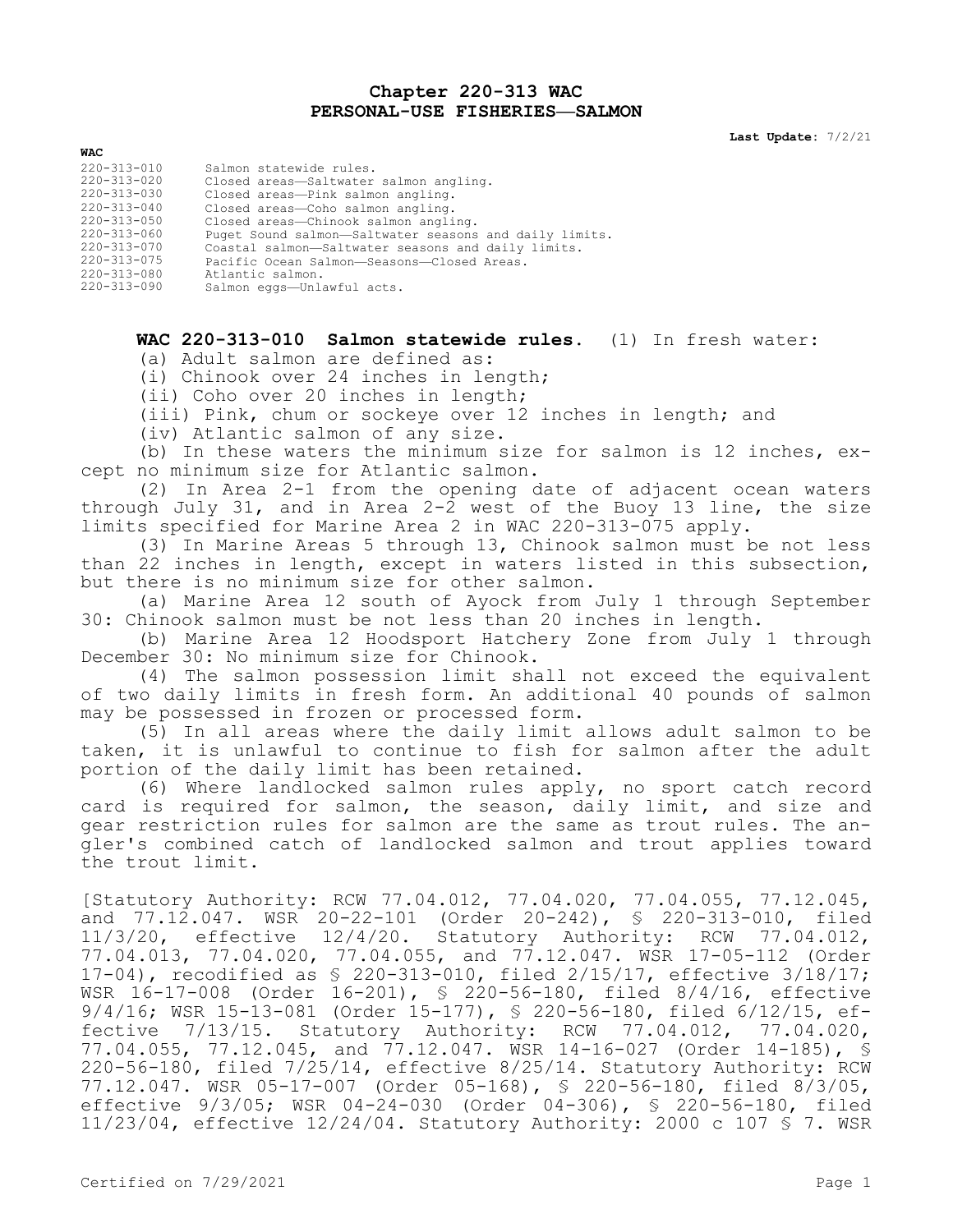# Chapter 220-313 WAC
# PERSONAL-USE FISHERIES—SALMON

**Last Update:** 7/2/21

| WAC | |
|---|---|
| 220-313-010 | Salmon statewide rules. |
| 220-313-020 | Closed areas—Saltwater salmon angling. |
| 220-313-030 | Closed areas—Pink salmon angling. |
| 220-313-040 | Closed areas—Coho salmon angling. |
| 220-313-050 | Closed areas—Chinook salmon angling. |
| 220-313-060 | Puget Sound salmon—Saltwater seasons and daily limits. |
| 220-313-070 | Coastal salmon—Saltwater seasons and daily limits. |
| 220-313-075 | Pacific Ocean Salmon—Seasons—Closed Areas. |
| 220-313-080 | Atlantic salmon. |
| 220-313-090 | Salmon eggs—Unlawful acts. |

**WAC 220-313-010 Salmon statewide rules.** (1) In fresh water:

(a) Adult salmon are defined as:

(i) Chinook over 24 inches in length;

(ii) Coho over 20 inches in length;

(iii) Pink, chum or sockeye over 12 inches in length; and

(iv) Atlantic salmon of any size.

(b) In these waters the minimum size for salmon is 12 inches, except no minimum size for Atlantic salmon.

(2) In Area 2-1 from the opening date of adjacent ocean waters through July 31, and in Area 2-2 west of the Buoy 13 line, the size limits specified for Marine Area 2 in WAC 220-313-075 apply.

(3) In Marine Areas 5 through 13, Chinook salmon must be not less than 22 inches in length, except in waters listed in this subsection, but there is no minimum size for other salmon.

(a) Marine Area 12 south of Ayock from July 1 through September 30: Chinook salmon must be not less than 20 inches in length.

(b) Marine Area 12 Hoodsport Hatchery Zone from July 1 through December 30: No minimum size for Chinook.

(4) The salmon possession limit shall not exceed the equivalent of two daily limits in fresh form. An additional 40 pounds of salmon may be possessed in frozen or processed form.

(5) In all areas where the daily limit allows adult salmon to be taken, it is unlawful to continue to fish for salmon after the adult portion of the daily limit has been retained.

(6) Where landlocked salmon rules apply, no sport catch record card is required for salmon, the season, daily limit, and size and gear restriction rules for salmon are the same as trout rules. The angler's combined catch of landlocked salmon and trout applies toward the trout limit.

[Statutory Authority: RCW 77.04.012, 77.04.020, 77.04.055, 77.12.045, and 77.12.047. WSR 20-22-101 (Order 20-242), § 220-313-010, filed 11/3/20, effective 12/4/20. Statutory Authority: RCW 77.04.012, 77.04.013, 77.04.020, 77.04.055, and 77.12.047. WSR 17-05-112 (Order 17-04), recodified as § 220-313-010, filed 2/15/17, effective 3/18/17; WSR 16-17-008 (Order 16-201), § 220-56-180, filed 8/4/16, effective 9/4/16; WSR 15-13-081 (Order 15-177), § 220-56-180, filed 6/12/15, effective 7/13/15. Statutory Authority: RCW 77.04.012, 77.04.020, 77.04.055, 77.12.045, and 77.12.047. WSR 14-16-027 (Order 14-185), § 220-56-180, filed 7/25/14, effective 8/25/14. Statutory Authority: RCW 77.12.047. WSR 05-17-007 (Order 05-168), § 220-56-180, filed 8/3/05, effective 9/3/05; WSR 04-24-030 (Order 04-306), § 220-56-180, filed 11/23/04, effective 12/24/04. Statutory Authority: 2000 c 107 § 7. WSR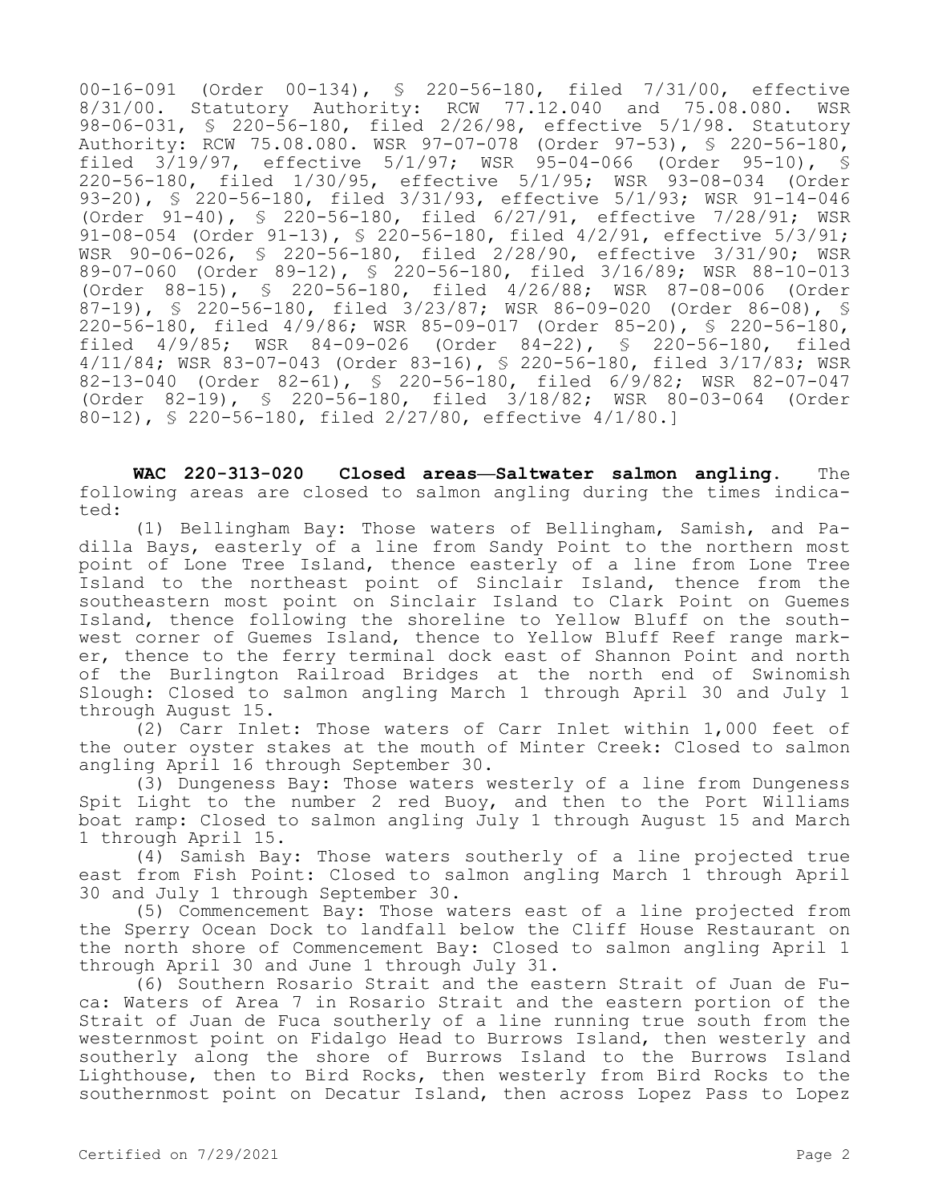00-16-091 (Order 00-134), § 220-56-180, filed 7/31/00, effective 8/31/00. Statutory Authority: RCW 77.12.040 and 75.08.080. WSR 98-06-031, § 220-56-180, filed 2/26/98, effective 5/1/98. Statutory Authority: RCW 75.08.080. WSR 97-07-078 (Order 97-53), § 220-56-180, filed 3/19/97, effective 5/1/97; WSR 95-04-066 (Order 95-10), § 220-56-180, filed 1/30/95, effective 5/1/95; WSR 93-08-034 (Order 93-20), § 220-56-180, filed 3/31/93, effective 5/1/93; WSR 91-14-046 (Order 91-40), § 220-56-180, filed 6/27/91, effective 7/28/91; WSR 91-08-054 (Order 91-13), § 220-56-180, filed 4/2/91, effective 5/3/91; WSR 90-06-026, § 220-56-180, filed 2/28/90, effective 3/31/90; WSR 89-07-060 (Order 89-12), § 220-56-180, filed 3/16/89; WSR 88-10-013 (Order 88-15), § 220-56-180, filed 4/26/88; WSR 87-08-006 (Order 87-19), § 220-56-180, filed 3/23/87; WSR 86-09-020 (Order 86-08), § 220-56-180, filed 4/9/86; WSR 85-09-017 (Order 85-20), § 220-56-180, filed 4/9/85; WSR 84-09-026 (Order 84-22), § 220-56-180, filed 4/11/84; WSR 83-07-043 (Order 83-16), § 220-56-180, filed 3/17/83; WSR 82-13-040 (Order 82-61), § 220-56-180, filed 6/9/82; WSR 82-07-047 (Order 82-19), § 220-56-180, filed 3/18/82; WSR 80-03-064 (Order 80-12), § 220-56-180, filed 2/27/80, effective 4/1/80.]

**WAC 220-313-020 Closed areas—Saltwater salmon angling.** The following areas are closed to salmon angling during the times indicated:

(1) Bellingham Bay: Those waters of Bellingham, Samish, and Padilla Bays, easterly of a line from Sandy Point to the northern most point of Lone Tree Island, thence easterly of a line from Lone Tree Island to the northeast point of Sinclair Island, thence from the southeastern most point on Sinclair Island to Clark Point on Guemes Island, thence following the shoreline to Yellow Bluff on the southwest corner of Guemes Island, thence to Yellow Bluff Reef range marker, thence to the ferry terminal dock east of Shannon Point and north of the Burlington Railroad Bridges at the north end of Swinomish Slough: Closed to salmon angling March 1 through April 30 and July 1 through August 15.

(2) Carr Inlet: Those waters of Carr Inlet within 1,000 feet of the outer oyster stakes at the mouth of Minter Creek: Closed to salmon angling April 16 through September 30.

(3) Dungeness Bay: Those waters westerly of a line from Dungeness Spit Light to the number 2 red Buoy, and then to the Port Williams boat ramp: Closed to salmon angling July 1 through August 15 and March 1 through April 15.

(4) Samish Bay: Those waters southerly of a line projected true east from Fish Point: Closed to salmon angling March 1 through April 30 and July 1 through September 30.

(5) Commencement Bay: Those waters east of a line projected from the Sperry Ocean Dock to landfall below the Cliff House Restaurant on the north shore of Commencement Bay: Closed to salmon angling April 1 through April 30 and June 1 through July 31.

(6) Southern Rosario Strait and the eastern Strait of Juan de Fuca: Waters of Area 7 in Rosario Strait and the eastern portion of the Strait of Juan de Fuca southerly of a line running true south from the westernmost point on Fidalgo Head to Burrows Island, then westerly and southerly along the shore of Burrows Island to the Burrows Island Lighthouse, then to Bird Rocks, then westerly from Bird Rocks to the southernmost point on Decatur Island, then across Lopez Pass to Lopez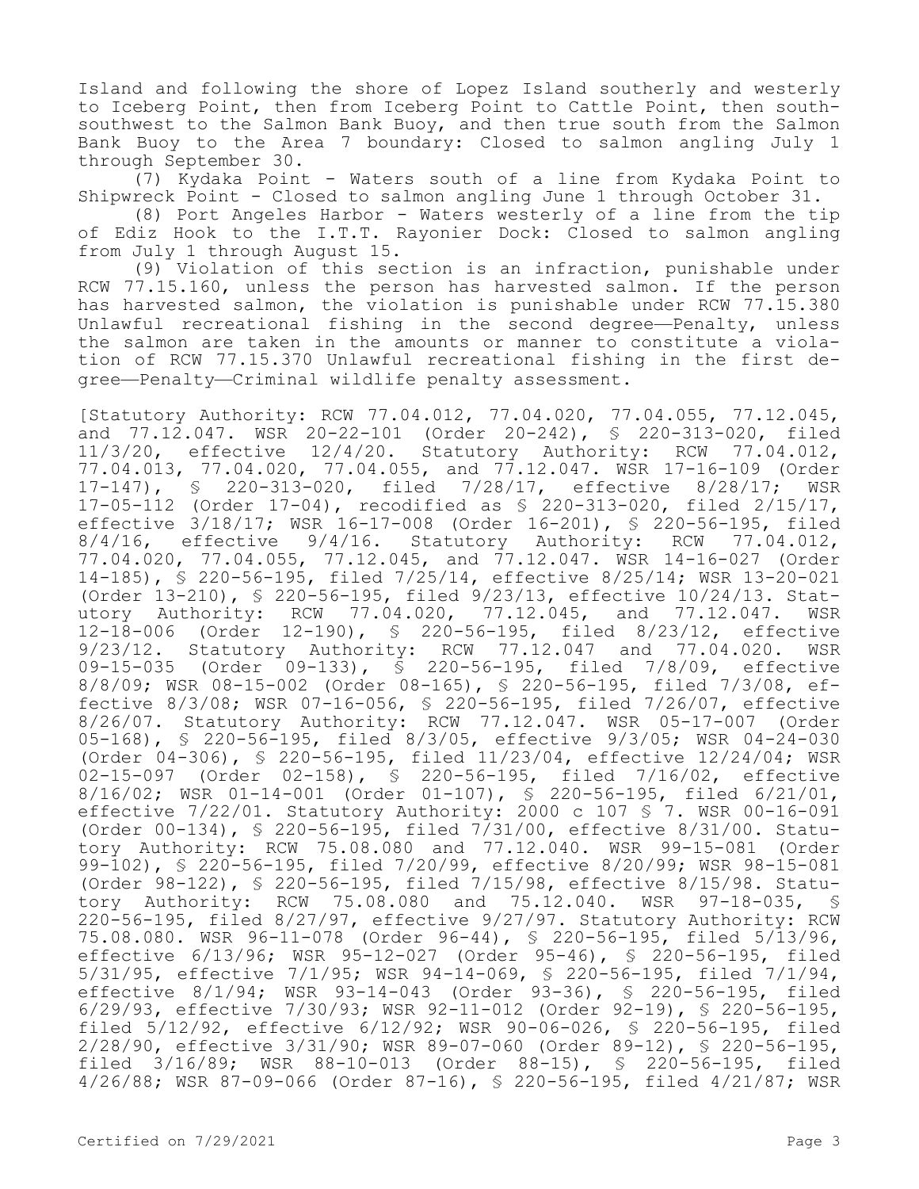Island and following the shore of Lopez Island southerly and westerly to Iceberg Point, then from Iceberg Point to Cattle Point, then south-southwest to the Salmon Bank Buoy, and then true south from the Salmon Bank Buoy to the Area 7 boundary: Closed to salmon angling July 1 through September 30.

(7) Kydaka Point - Waters south of a line from Kydaka Point to Shipwreck Point - Closed to salmon angling June 1 through October 31.

(8) Port Angeles Harbor - Waters westerly of a line from the tip of Ediz Hook to the I.T.T. Rayonier Dock: Closed to salmon angling from July 1 through August 15.

(9) Violation of this section is an infraction, punishable under RCW 77.15.160, unless the person has harvested salmon. If the person has harvested salmon, the violation is punishable under RCW 77.15.380 Unlawful recreational fishing in the second degree—Penalty, unless the salmon are taken in the amounts or manner to constitute a violation of RCW 77.15.370 Unlawful recreational fishing in the first degree—Penalty—Criminal wildlife penalty assessment.

[Statutory Authority: RCW 77.04.012, 77.04.020, 77.04.055, 77.12.045, and 77.12.047. WSR 20-22-101 (Order 20-242), § 220-313-020, filed 11/3/20, effective 12/4/20. Statutory Authority: RCW 77.04.012, 77.04.013, 77.04.020, 77.04.055, and 77.12.047. WSR 17-16-109 (Order 17-147), § 220-313-020, filed 7/28/17, effective 8/28/17; WSR 17-05-112 (Order 17-04), recodified as § 220-313-020, filed 2/15/17, effective 3/18/17; WSR 16-17-008 (Order 16-201), § 220-56-195, filed 8/4/16, effective 9/4/16. Statutory Authority: RCW 77.04.012, 77.04.020, 77.04.055, 77.12.045, and 77.12.047. WSR 14-16-027 (Order 14-185), § 220-56-195, filed 7/25/14, effective 8/25/14; WSR 13-20-021 (Order 13-210), § 220-56-195, filed 9/23/13, effective 10/24/13. Statutory Authority: RCW 77.04.020, 77.12.045, and 77.12.047. WSR 12-18-006 (Order 12-190), § 220-56-195, filed 8/23/12, effective 9/23/12. Statutory Authority: RCW 77.12.047 and 77.04.020. WSR 09-15-035 (Order 09-133), § 220-56-195, filed 7/8/09, effective 8/8/09; WSR 08-15-002 (Order 08-165), § 220-56-195, filed 7/3/08, effective 8/3/08; WSR 07-16-056, § 220-56-195, filed 7/26/07, effective 8/26/07. Statutory Authority: RCW 77.12.047. WSR 05-17-007 (Order 05-168), § 220-56-195, filed 8/3/05, effective 9/3/05; WSR 04-24-030 (Order 04-306), § 220-56-195, filed 11/23/04, effective 12/24/04; WSR 02-15-097 (Order 02-158), § 220-56-195, filed 7/16/02, effective 8/16/02; WSR 01-14-001 (Order 01-107), § 220-56-195, filed 6/21/01, effective 7/22/01. Statutory Authority: 2000 c 107 § 7. WSR 00-16-091 (Order 00-134), § 220-56-195, filed 7/31/00, effective 8/31/00. Statutory Authority: RCW 75.08.080 and 77.12.040. WSR 99-15-081 (Order 99-102), § 220-56-195, filed 7/20/99, effective 8/20/99; WSR 98-15-081 (Order 98-122), § 220-56-195, filed 7/15/98, effective 8/15/98. Statutory Authority: RCW 75.08.080 and 75.12.040. WSR 97-18-035, § 220-56-195, filed 8/27/97, effective 9/27/97. Statutory Authority: RCW 75.08.080. WSR 96-11-078 (Order 96-44), § 220-56-195, filed 5/13/96, effective 6/13/96; WSR 95-12-027 (Order 95-46), § 220-56-195, filed 5/31/95, effective 7/1/95; WSR 94-14-069, § 220-56-195, filed 7/1/94, effective 8/1/94; WSR 93-14-043 (Order 93-36), § 220-56-195, filed 6/29/93, effective 7/30/93; WSR 92-11-012 (Order 92-19), § 220-56-195, filed 5/12/92, effective 6/12/92; WSR 90-06-026, § 220-56-195, filed 2/28/90, effective 3/31/90; WSR 89-07-060 (Order 89-12), § 220-56-195, filed 3/16/89; WSR 88-10-013 (Order 88-15), § 220-56-195, filed 4/26/88; WSR 87-09-066 (Order 87-16), § 220-56-195, filed 4/21/87; WSR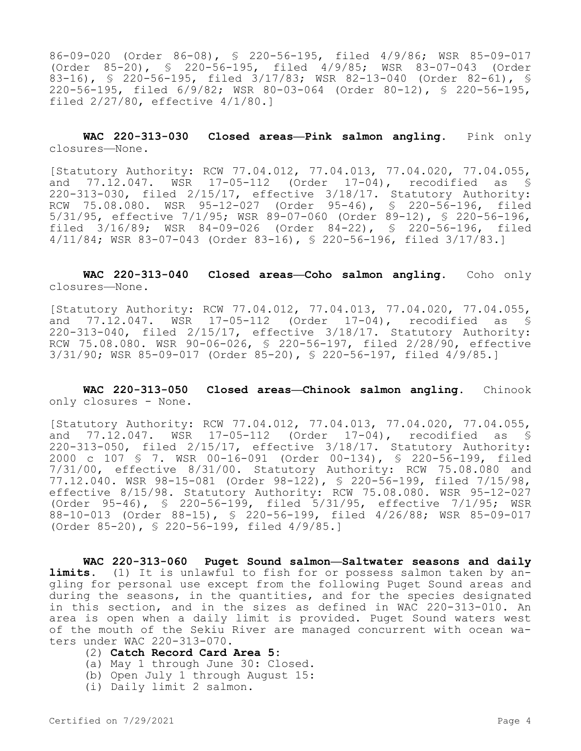86-09-020 (Order 86-08), § 220-56-195, filed 4/9/86; WSR 85-09-017 (Order 85-20), § 220-56-195, filed 4/9/85; WSR 83-07-043 (Order 83-16), § 220-56-195, filed 3/17/83; WSR 82-13-040 (Order 82-61), § 220-56-195, filed 6/9/82; WSR 80-03-064 (Order 80-12), § 220-56-195, filed 2/27/80, effective 4/1/80.]

**WAC 220-313-030 Closed areas—Pink salmon angling.** Pink only closures—None.

[Statutory Authority: RCW 77.04.012, 77.04.013, 77.04.020, 77.04.055, and 77.12.047. WSR 17-05-112 (Order 17-04), recodified as § 220-313-030, filed 2/15/17, effective 3/18/17. Statutory Authority: RCW 75.08.080. WSR 95-12-027 (Order 95-46), § 220-56-196, filed 5/31/95, effective 7/1/95; WSR 89-07-060 (Order 89-12), § 220-56-196, filed 3/16/89; WSR 84-09-026 (Order 84-22), § 220-56-196, filed 4/11/84; WSR 83-07-043 (Order 83-16), § 220-56-196, filed 3/17/83.]

**WAC 220-313-040 Closed areas—Coho salmon angling.** Coho only closures—None.

[Statutory Authority: RCW 77.04.012, 77.04.013, 77.04.020, 77.04.055, and 77.12.047. WSR 17-05-112 (Order 17-04), recodified as § 220-313-040, filed 2/15/17, effective 3/18/17. Statutory Authority: RCW 75.08.080. WSR 90-06-026, § 220-56-197, filed 2/28/90, effective 3/31/90; WSR 85-09-017 (Order 85-20), § 220-56-197, filed 4/9/85.]

**WAC 220-313-050 Closed areas—Chinook salmon angling.** Chinook only closures - None.

[Statutory Authority: RCW 77.04.012, 77.04.013, 77.04.020, 77.04.055, and 77.12.047. WSR 17-05-112 (Order 17-04), recodified as § 220-313-050, filed 2/15/17, effective 3/18/17. Statutory Authority: 2000 c 107 § 7. WSR 00-16-091 (Order 00-134), § 220-56-199, filed 7/31/00, effective 8/31/00. Statutory Authority: RCW 75.08.080 and 77.12.040. WSR 98-15-081 (Order 98-122), § 220-56-199, filed 7/15/98, effective 8/15/98. Statutory Authority: RCW 75.08.080. WSR 95-12-027 (Order 95-46), § 220-56-199, filed 5/31/95, effective 7/1/95; WSR 88-10-013 (Order 88-15), § 220-56-199, filed 4/26/88; WSR 85-09-017 (Order 85-20), § 220-56-199, filed 4/9/85.]

**WAC 220-313-060 Puget Sound salmon—Saltwater seasons and daily limits.** (1) It is unlawful to fish for or possess salmon taken by angling for personal use except from the following Puget Sound areas and during the seasons, in the quantities, and for the species designated in this section, and in the sizes as defined in WAC 220-313-010. An area is open when a daily limit is provided. Puget Sound waters west of the mouth of the Sekiu River are managed concurrent with ocean waters under WAC 220-313-070.

(2) **Catch Record Card Area 5**:

(a) May 1 through June 30: Closed.

(b) Open July 1 through August 15:

(i) Daily limit 2 salmon.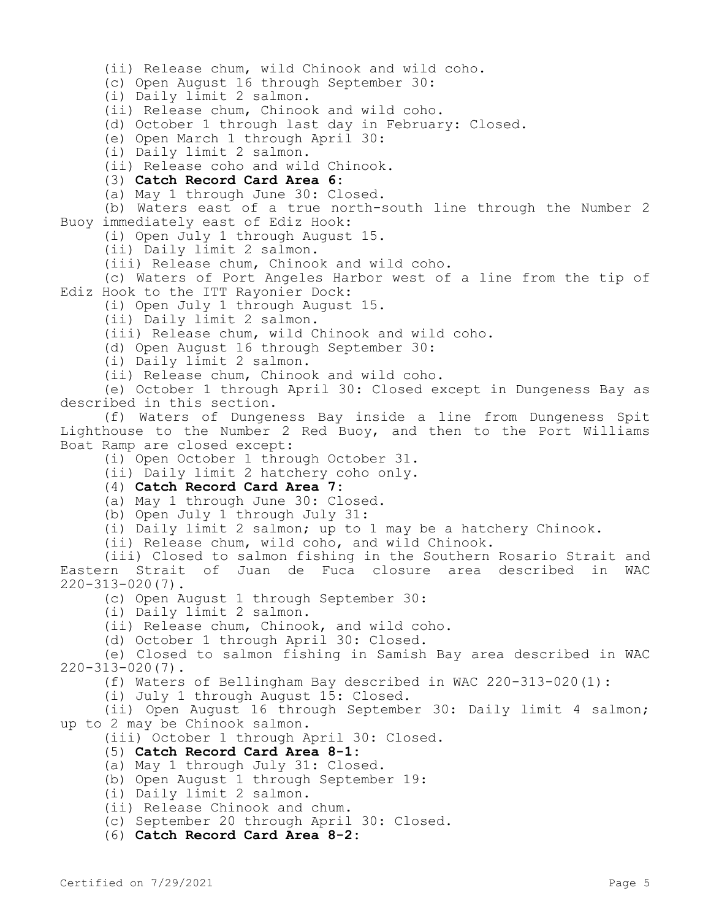(ii) Release chum, wild Chinook and wild coho.

(c) Open August 16 through September 30:

(i) Daily limit 2 salmon.

(ii) Release chum, Chinook and wild coho.

(d) October 1 through last day in February: Closed.

(e) Open March 1 through April 30:

(i) Daily limit 2 salmon.

(ii) Release coho and wild Chinook.

(3) **Catch Record Card Area 6:**

(a) May 1 through June 30: Closed.

(b) Waters east of a true north-south line through the Number 2 Buoy immediately east of Ediz Hook:

(i) Open July 1 through August 15.

(ii) Daily limit 2 salmon.

(iii) Release chum, Chinook and wild coho.

(c) Waters of Port Angeles Harbor west of a line from the tip of Ediz Hook to the ITT Rayonier Dock:

(i) Open July 1 through August 15.

(ii) Daily limit 2 salmon.

(iii) Release chum, wild Chinook and wild coho.

(d) Open August 16 through September 30:

(i) Daily limit 2 salmon.

(ii) Release chum, Chinook and wild coho.

(e) October 1 through April 30: Closed except in Dungeness Bay as described in this section.

(f) Waters of Dungeness Bay inside a line from Dungeness Spit Lighthouse to the Number 2 Red Buoy, and then to the Port Williams Boat Ramp are closed except:

(i) Open October 1 through October 31.

(ii) Daily limit 2 hatchery coho only.

(4) **Catch Record Card Area 7:**

(a) May 1 through June 30: Closed.

(b) Open July 1 through July 31:

(i) Daily limit 2 salmon; up to 1 may be a hatchery Chinook.

(ii) Release chum, wild coho, and wild Chinook.

(iii) Closed to salmon fishing in the Southern Rosario Strait and Eastern Strait of Juan de Fuca closure area described in WAC 220-313-020(7).

(c) Open August 1 through September 30:

(i) Daily limit 2 salmon.

(ii) Release chum, Chinook, and wild coho.

(d) October 1 through April 30: Closed.

(e) Closed to salmon fishing in Samish Bay area described in WAC 220-313-020(7).

(f) Waters of Bellingham Bay described in WAC 220-313-020(1):

(i) July 1 through August 15: Closed.

(ii) Open August 16 through September 30: Daily limit 4 salmon; up to 2 may be Chinook salmon.

(iii) October 1 through April 30: Closed.

(5) **Catch Record Card Area 8-1:**

(a) May 1 through July 31: Closed.

(b) Open August 1 through September 19:

(i) Daily limit 2 salmon.

(ii) Release Chinook and chum.

(c) September 20 through April 30: Closed.

(6) **Catch Record Card Area 8-2:**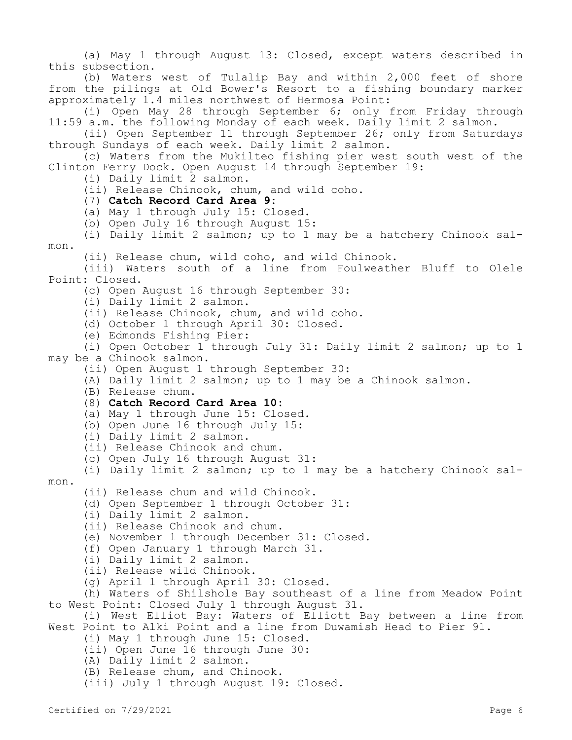(a) May 1 through August 13: Closed, except waters described in this subsection.

(b) Waters west of Tulalip Bay and within 2,000 feet of shore from the pilings at Old Bower's Resort to a fishing boundary marker approximately 1.4 miles northwest of Hermosa Point:

(i) Open May 28 through September 6; only from Friday through 11:59 a.m. the following Monday of each week. Daily limit 2 salmon.

(ii) Open September 11 through September 26; only from Saturdays through Sundays of each week. Daily limit 2 salmon.

(c) Waters from the Mukilteo fishing pier west south west of the Clinton Ferry Dock. Open August 14 through September 19:

(i) Daily limit 2 salmon.

(ii) Release Chinook, chum, and wild coho.

(7) **Catch Record Card Area 9:**

(a) May 1 through July 15: Closed.

(b) Open July 16 through August 15:

(i) Daily limit 2 salmon; up to 1 may be a hatchery Chinook salmon.

(ii) Release chum, wild coho, and wild Chinook.

(iii) Waters south of a line from Foulweather Bluff to Olele Point: Closed.

(c) Open August 16 through September 30:

(i) Daily limit 2 salmon.

(ii) Release Chinook, chum, and wild coho.

(d) October 1 through April 30: Closed.

(e) Edmonds Fishing Pier:

(i) Open October 1 through July 31: Daily limit 2 salmon; up to 1 may be a Chinook salmon.

(ii) Open August 1 through September 30:

(A) Daily limit 2 salmon; up to 1 may be a Chinook salmon.

(B) Release chum.

(8) **Catch Record Card Area 10:**

(a) May 1 through June 15: Closed.

(b) Open June 16 through July 15:

(i) Daily limit 2 salmon.

(ii) Release Chinook and chum.

(c) Open July 16 through August 31:

(i) Daily limit 2 salmon; up to 1 may be a hatchery Chinook salmon.

(ii) Release chum and wild Chinook.

(d) Open September 1 through October 31:

(i) Daily limit 2 salmon.

(ii) Release Chinook and chum.

(e) November 1 through December 31: Closed.

(f) Open January 1 through March 31.

(i) Daily limit 2 salmon.

(ii) Release wild Chinook.

(g) April 1 through April 30: Closed.

(h) Waters of Shilshole Bay southeast of a line from Meadow Point to West Point: Closed July 1 through August 31.

(i) West Elliot Bay: Waters of Elliott Bay between a line from West Point to Alki Point and a line from Duwamish Head to Pier 91.

(i) May 1 through June 15: Closed.

(ii) Open June 16 through June 30:

(A) Daily limit 2 salmon.

(B) Release chum, and Chinook.

(iii) July 1 through August 19: Closed.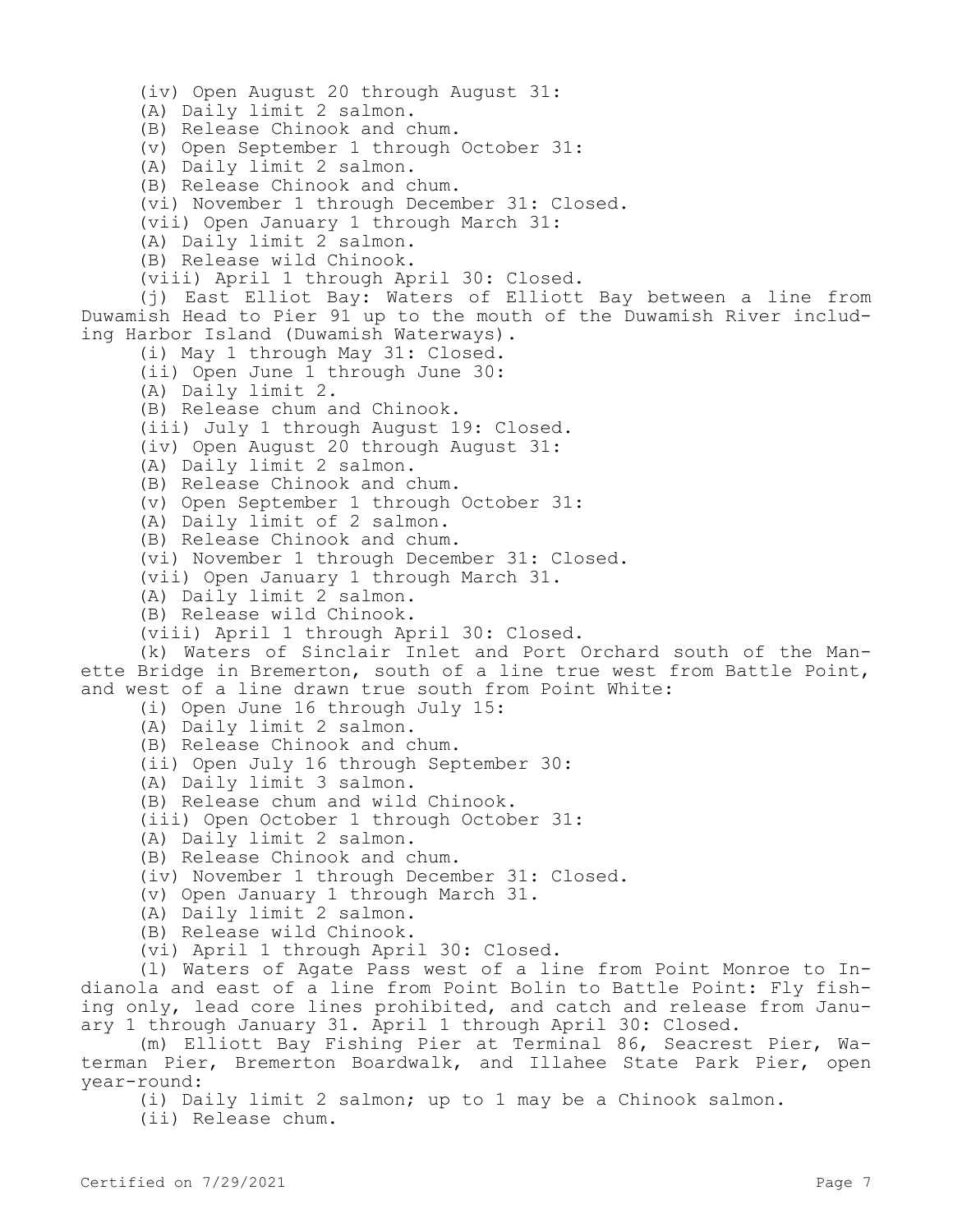(iv) Open August 20 through August 31:

(A) Daily limit 2 salmon.

(B) Release Chinook and chum.

(v) Open September 1 through October 31:

(A) Daily limit 2 salmon.

(B) Release Chinook and chum.

(vi) November 1 through December 31: Closed.

(vii) Open January 1 through March 31:

(A) Daily limit 2 salmon.

(B) Release wild Chinook.

(viii) April 1 through April 30: Closed.

(j) East Elliot Bay: Waters of Elliott Bay between a line from Duwamish Head to Pier 91 up to the mouth of the Duwamish River including Harbor Island (Duwamish Waterways).

(i) May 1 through May 31: Closed.

(ii) Open June 1 through June 30:

(A) Daily limit 2.

(B) Release chum and Chinook.

(iii) July 1 through August 19: Closed.

(iv) Open August 20 through August 31:

(A) Daily limit 2 salmon.

(B) Release Chinook and chum.

(v) Open September 1 through October 31:

(A) Daily limit of 2 salmon.

(B) Release Chinook and chum.

(vi) November 1 through December 31: Closed.

(vii) Open January 1 through March 31.

(A) Daily limit 2 salmon.

(B) Release wild Chinook.

(viii) April 1 through April 30: Closed.

(k) Waters of Sinclair Inlet and Port Orchard south of the Manette Bridge in Bremerton, south of a line true west from Battle Point, and west of a line drawn true south from Point White:

(i) Open June 16 through July 15:

(A) Daily limit 2 salmon.

(B) Release Chinook and chum.

(ii) Open July 16 through September 30:

(A) Daily limit 3 salmon.

(B) Release chum and wild Chinook.

(iii) Open October 1 through October 31:

(A) Daily limit 2 salmon.

(B) Release Chinook and chum.

(iv) November 1 through December 31: Closed.

(v) Open January 1 through March 31.

(A) Daily limit 2 salmon.

(B) Release wild Chinook.

(vi) April 1 through April 30: Closed.

(l) Waters of Agate Pass west of a line from Point Monroe to Indianola and east of a line from Point Bolin to Battle Point: Fly fishing only, lead core lines prohibited, and catch and release from January 1 through January 31. April 1 through April 30: Closed.

(m) Elliott Bay Fishing Pier at Terminal 86, Seacrest Pier, Waterman Pier, Bremerton Boardwalk, and Illahee State Park Pier, open year-round:

(i) Daily limit 2 salmon; up to 1 may be a Chinook salmon.

(ii) Release chum.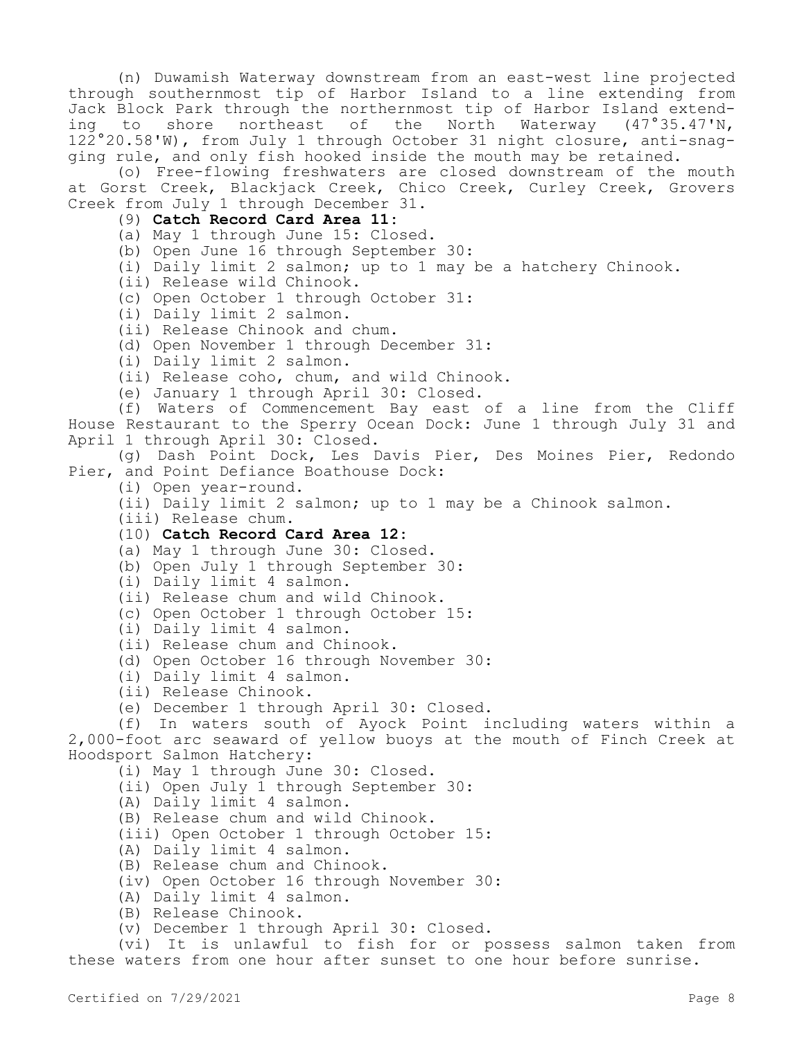(n) Duwamish Waterway downstream from an east-west line projected through southernmost tip of Harbor Island to a line extending from Jack Block Park through the northernmost tip of Harbor Island extending to shore northeast of the North Waterway (47°35.47'N, 122°20.58'W), from July 1 through October 31 night closure, anti-snagging rule, and only fish hooked inside the mouth may be retained.

(o) Free-flowing freshwaters are closed downstream of the mouth at Gorst Creek, Blackjack Creek, Chico Creek, Curley Creek, Grovers Creek from July 1 through December 31.

(9) **Catch Record Card Area 11:**

(a) May 1 through June 15: Closed.

(b) Open June 16 through September 30:

(i) Daily limit 2 salmon; up to 1 may be a hatchery Chinook.

(ii) Release wild Chinook.

(c) Open October 1 through October 31:

(i) Daily limit 2 salmon.

(ii) Release Chinook and chum.

(d) Open November 1 through December 31:

(i) Daily limit 2 salmon.

(ii) Release coho, chum, and wild Chinook.

(e) January 1 through April 30: Closed.

(f) Waters of Commencement Bay east of a line from the Cliff House Restaurant to the Sperry Ocean Dock: June 1 through July 31 and April 1 through April 30: Closed.

(g) Dash Point Dock, Les Davis Pier, Des Moines Pier, Redondo Pier, and Point Defiance Boathouse Dock:

(i) Open year-round.

(ii) Daily limit 2 salmon; up to 1 may be a Chinook salmon.

(iii) Release chum.

(10) **Catch Record Card Area 12:**

(a) May 1 through June 30: Closed.

(b) Open July 1 through September 30:

(i) Daily limit 4 salmon.

(ii) Release chum and wild Chinook.

(c) Open October 1 through October 15:

(i) Daily limit 4 salmon.

(ii) Release chum and Chinook.

(d) Open October 16 through November 30:

(i) Daily limit 4 salmon.

(ii) Release Chinook.

(e) December 1 through April 30: Closed.

(f) In waters south of Ayock Point including waters within a 2,000-foot arc seaward of yellow buoys at the mouth of Finch Creek at Hoodsport Salmon Hatchery:

(i) May 1 through June 30: Closed.

(ii) Open July 1 through September 30:

(A) Daily limit 4 salmon.

(B) Release chum and wild Chinook.

(iii) Open October 1 through October 15:

(A) Daily limit 4 salmon.

(B) Release chum and Chinook.

(iv) Open October 16 through November 30:

(A) Daily limit 4 salmon.

(B) Release Chinook.

(v) December 1 through April 30: Closed.

(vi) It is unlawful to fish for or possess salmon taken from these waters from one hour after sunset to one hour before sunrise.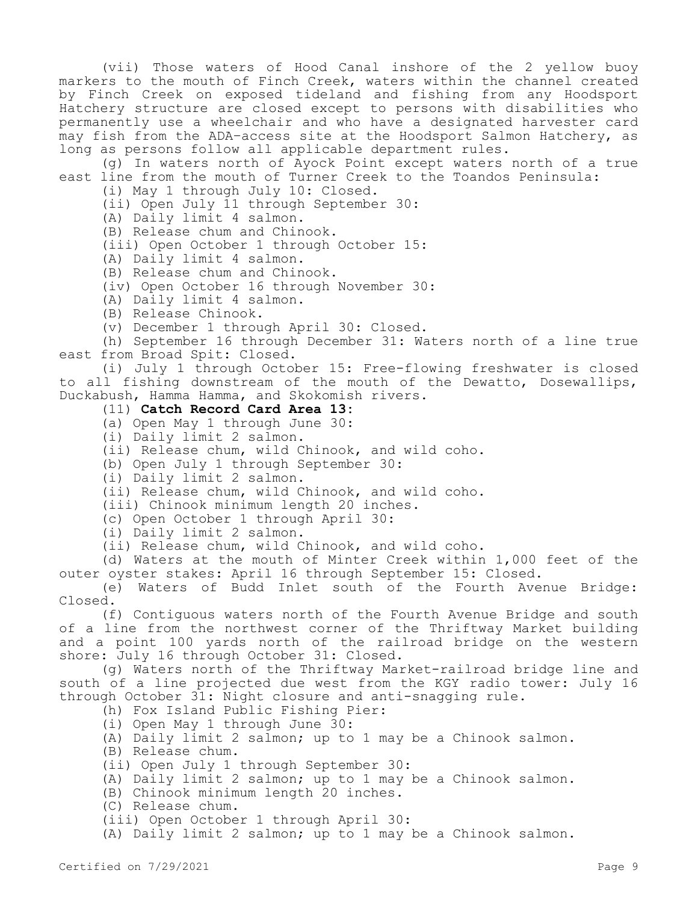(vii) Those waters of Hood Canal inshore of the 2 yellow buoy markers to the mouth of Finch Creek, waters within the channel created by Finch Creek on exposed tideland and fishing from any Hoodsport Hatchery structure are closed except to persons with disabilities who permanently use a wheelchair and who have a designated harvester card may fish from the ADA-access site at the Hoodsport Salmon Hatchery, as long as persons follow all applicable department rules.

(g) In waters north of Ayock Point except waters north of a true east line from the mouth of Turner Creek to the Toandos Peninsula:

(i) May 1 through July 10: Closed.

(ii) Open July 11 through September 30:

(A) Daily limit 4 salmon.

(B) Release chum and Chinook.

(iii) Open October 1 through October 15:

(A) Daily limit 4 salmon.

(B) Release chum and Chinook.

(iv) Open October 16 through November 30:

(A) Daily limit 4 salmon.

(B) Release Chinook.

(v) December 1 through April 30: Closed.

(h) September 16 through December 31: Waters north of a line true east from Broad Spit: Closed.

(i) July 1 through October 15: Free-flowing freshwater is closed to all fishing downstream of the mouth of the Dewatto, Dosewallips, Duckabush, Hamma Hamma, and Skokomish rivers.

(11) **Catch Record Card Area 13:**

(a) Open May 1 through June 30:

(i) Daily limit 2 salmon.

(ii) Release chum, wild Chinook, and wild coho.

(b) Open July 1 through September 30:

(i) Daily limit 2 salmon.

(ii) Release chum, wild Chinook, and wild coho.

(iii) Chinook minimum length 20 inches.

(c) Open October 1 through April 30:

(i) Daily limit 2 salmon.

(ii) Release chum, wild Chinook, and wild coho.

(d) Waters at the mouth of Minter Creek within 1,000 feet of the outer oyster stakes: April 16 through September 15: Closed.

(e) Waters of Budd Inlet south of the Fourth Avenue Bridge: Closed.

(f) Contiguous waters north of the Fourth Avenue Bridge and south of a line from the northwest corner of the Thriftway Market building and a point 100 yards north of the railroad bridge on the western shore: July 16 through October 31: Closed.

(g) Waters north of the Thriftway Market-railroad bridge line and south of a line projected due west from the KGY radio tower: July 16 through October 31: Night closure and anti-snagging rule.

(h) Fox Island Public Fishing Pier:

(i) Open May 1 through June 30:

(A) Daily limit 2 salmon; up to 1 may be a Chinook salmon.

(B) Release chum.

(ii) Open July 1 through September 30:

(A) Daily limit 2 salmon; up to 1 may be a Chinook salmon.

(B) Chinook minimum length 20 inches.

(C) Release chum.

(iii) Open October 1 through April 30:

(A) Daily limit 2 salmon; up to 1 may be a Chinook salmon.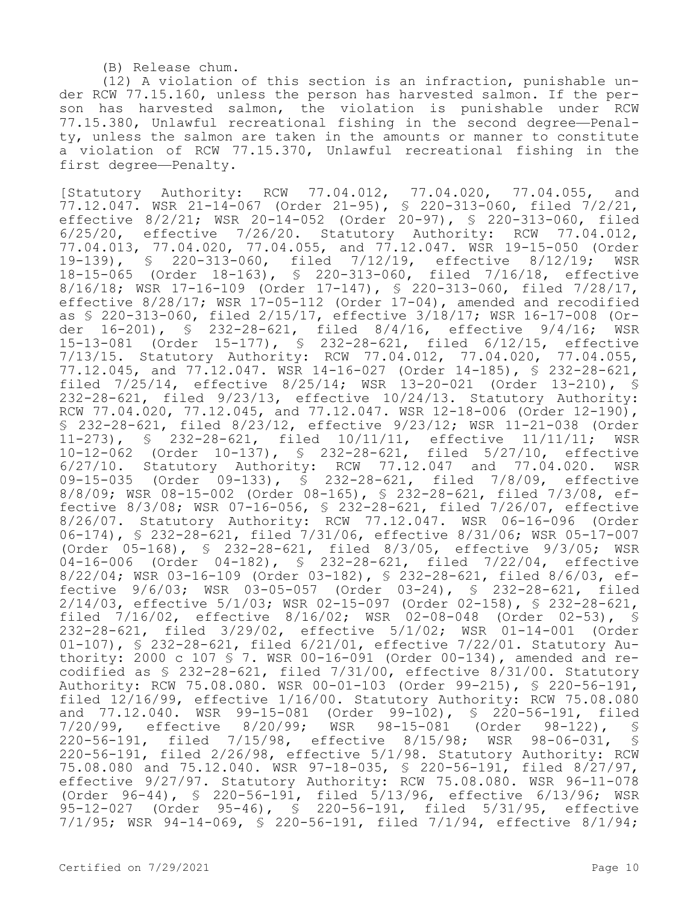(B) Release chum.

(12) A violation of this section is an infraction, punishable under RCW 77.15.160, unless the person has harvested salmon. If the person has harvested salmon, the violation is punishable under RCW 77.15.380, Unlawful recreational fishing in the second degree—Penalty, unless the salmon are taken in the amounts or manner to constitute a violation of RCW 77.15.370, Unlawful recreational fishing in the first degree—Penalty.

[Statutory Authority: RCW 77.04.012, 77.04.020, 77.04.055, and 77.12.047. WSR 21-14-067 (Order 21-95), § 220-313-060, filed 7/2/21, effective 8/2/21; WSR 20-14-052 (Order 20-97), § 220-313-060, filed 6/25/20, effective 7/26/20. Statutory Authority: RCW 77.04.012, 77.04.013, 77.04.020, 77.04.055, and 77.12.047. WSR 19-15-050 (Order 19-139), § 220-313-060, filed 7/12/19, effective 8/12/19; WSR 18-15-065 (Order 18-163), § 220-313-060, filed 7/16/18, effective 8/16/18; WSR 17-16-109 (Order 17-147), § 220-313-060, filed 7/28/17, effective 8/28/17; WSR 17-05-112 (Order 17-04), amended and recodified as § 220-313-060, filed 2/15/17, effective 3/18/17; WSR 16-17-008 (Order 16-201), § 232-28-621, filed 8/4/16, effective 9/4/16; WSR 15-13-081 (Order 15-177), § 232-28-621, filed 6/12/15, effective 7/13/15. Statutory Authority: RCW 77.04.012, 77.04.020, 77.04.055, 77.12.045, and 77.12.047. WSR 14-16-027 (Order 14-185), § 232-28-621, filed 7/25/14, effective 8/25/14; WSR 13-20-021 (Order 13-210), § 232-28-621, filed 9/23/13, effective 10/24/13. Statutory Authority: RCW 77.04.020, 77.12.045, and 77.12.047. WSR 12-18-006 (Order 12-190), § 232-28-621, filed 8/23/12, effective 9/23/12; WSR 11-21-038 (Order 11-273), § 232-28-621, filed 10/11/11, effective 11/11/11; WSR 10-12-062 (Order 10-137), § 232-28-621, filed 5/27/10, effective 6/27/10. Statutory Authority: RCW 77.12.047 and 77.04.020. WSR 09-15-035 (Order 09-133), § 232-28-621, filed 7/8/09, effective 8/8/09; WSR 08-15-002 (Order 08-165), § 232-28-621, filed 7/3/08, effective 8/3/08; WSR 07-16-056, § 232-28-621, filed 7/26/07, effective 8/26/07. Statutory Authority: RCW 77.12.047. WSR 06-16-096 (Order 06-174), § 232-28-621, filed 7/31/06, effective 8/31/06; WSR 05-17-007 (Order 05-168), § 232-28-621, filed 8/3/05, effective 9/3/05; WSR 04-16-006 (Order 04-182), § 232-28-621, filed 7/22/04, effective 8/22/04; WSR 03-16-109 (Order 03-182), § 232-28-621, filed 8/6/03, effective 9/6/03; WSR 03-05-057 (Order 03-24), § 232-28-621, filed 2/14/03, effective 5/1/03; WSR 02-15-097 (Order 02-158), § 232-28-621, filed 7/16/02, effective 8/16/02; WSR 02-08-048 (Order 02-53), § 232-28-621, filed 3/29/02, effective 5/1/02; WSR 01-14-001 (Order 01-107), § 232-28-621, filed 6/21/01, effective 7/22/01. Statutory Authority: 2000 c 107 § 7. WSR 00-16-091 (Order 00-134), amended and recodified as § 232-28-621, filed 7/31/00, effective 8/31/00. Statutory Authority: RCW 75.08.080. WSR 00-01-103 (Order 99-215), § 220-56-191, filed 12/16/99, effective 1/16/00. Statutory Authority: RCW 75.08.080 and 77.12.040. WSR 99-15-081 (Order 99-102), § 220-56-191, filed 7/20/99, effective 8/20/99; WSR 98-15-081 (Order 98-122), § 220-56-191, filed 7/15/98, effective 8/15/98; WSR 98-06-031, § 220-56-191, filed 2/26/98, effective 5/1/98. Statutory Authority: RCW 75.08.080 and 75.12.040. WSR 97-18-035, § 220-56-191, filed 8/27/97, effective 9/27/97. Statutory Authority: RCW 75.08.080. WSR 96-11-078 (Order 96-44), § 220-56-191, filed 5/13/96, effective 6/13/96; WSR 95-12-027 (Order 95-46), § 220-56-191, filed 5/31/95, effective 7/1/95; WSR 94-14-069, § 220-56-191, filed 7/1/94, effective 8/1/94;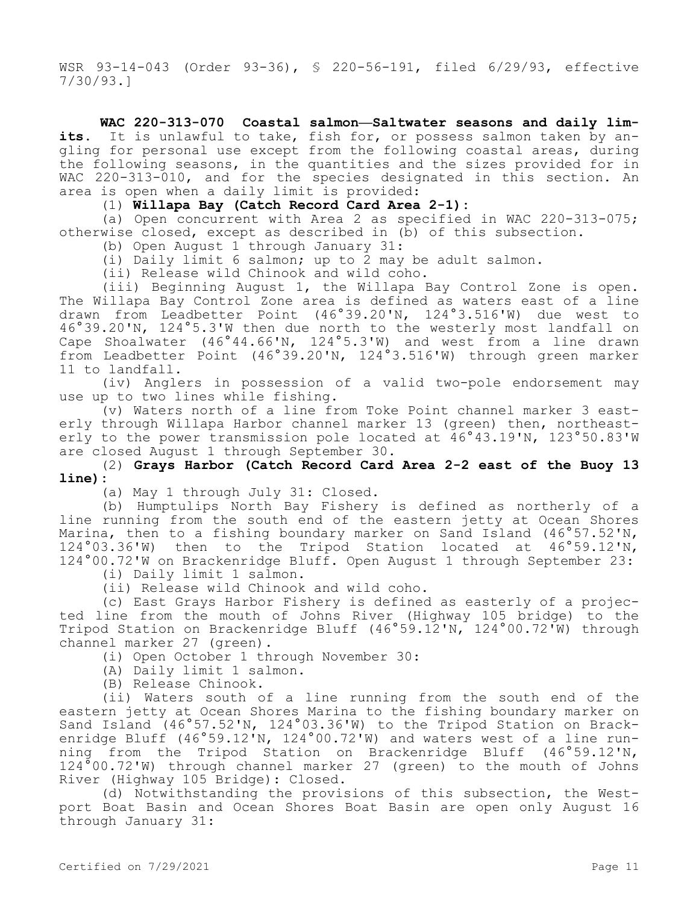WSR 93-14-043 (Order 93-36), § 220-56-191, filed 6/29/93, effective 7/30/93.]

**WAC 220-313-070 Coastal salmon—Saltwater seasons and daily limits.** It is unlawful to take, fish for, or possess salmon taken by angling for personal use except from the following coastal areas, during the following seasons, in the quantities and the sizes provided for in WAC 220-313-010, and for the species designated in this section. An area is open when a daily limit is provided:

(1) **Willapa Bay (Catch Record Card Area 2-1):**

(a) Open concurrent with Area 2 as specified in WAC 220-313-075; otherwise closed, except as described in (b) of this subsection.

(b) Open August 1 through January 31:

(i) Daily limit 6 salmon; up to 2 may be adult salmon.

(ii) Release wild Chinook and wild coho.

(iii) Beginning August 1, the Willapa Bay Control Zone is open. The Willapa Bay Control Zone area is defined as waters east of a line drawn from Leadbetter Point (46°39.20'N, 124°3.516'W) due west to 46°39.20'N, 124°5.3'W then due north to the westerly most landfall on Cape Shoalwater (46°44.66'N, 124°5.3'W) and west from a line drawn from Leadbetter Point (46°39.20'N, 124°3.516'W) through green marker 11 to landfall.

(iv) Anglers in possession of a valid two-pole endorsement may use up to two lines while fishing.

(v) Waters north of a line from Toke Point channel marker 3 easterly through Willapa Harbor channel marker 13 (green) then, northeasterly to the power transmission pole located at 46°43.19'N, 123°50.83'W are closed August 1 through September 30.

(2) **Grays Harbor (Catch Record Card Area 2-2 east of the Buoy 13 line):**

(a) May 1 through July 31: Closed.

(b) Humptulips North Bay Fishery is defined as northerly of a line running from the south end of the eastern jetty at Ocean Shores Marina, then to a fishing boundary marker on Sand Island (46°57.52'N, 124°03.36'W) then to the Tripod Station located at 46°59.12'N, 124°00.72'W on Brackenridge Bluff. Open August 1 through September 23:

(i) Daily limit 1 salmon.

(ii) Release wild Chinook and wild coho.

(c) East Grays Harbor Fishery is defined as easterly of a projected line from the mouth of Johns River (Highway 105 bridge) to the Tripod Station on Brackenridge Bluff (46°59.12'N, 124°00.72'W) through channel marker 27 (green).

(i) Open October 1 through November 30:

(A) Daily limit 1 salmon.

(B) Release Chinook.

(ii) Waters south of a line running from the south end of the eastern jetty at Ocean Shores Marina to the fishing boundary marker on Sand Island (46°57.52'N, 124°03.36'W) to the Tripod Station on Brackenridge Bluff (46°59.12'N, 124°00.72'W) and waters west of a line running from the Tripod Station on Brackenridge Bluff (46°59.12'N, 124°00.72'W) through channel marker 27 (green) to the mouth of Johns River (Highway 105 Bridge): Closed.

(d) Notwithstanding the provisions of this subsection, the Westport Boat Basin and Ocean Shores Boat Basin are open only August 16 through January 31: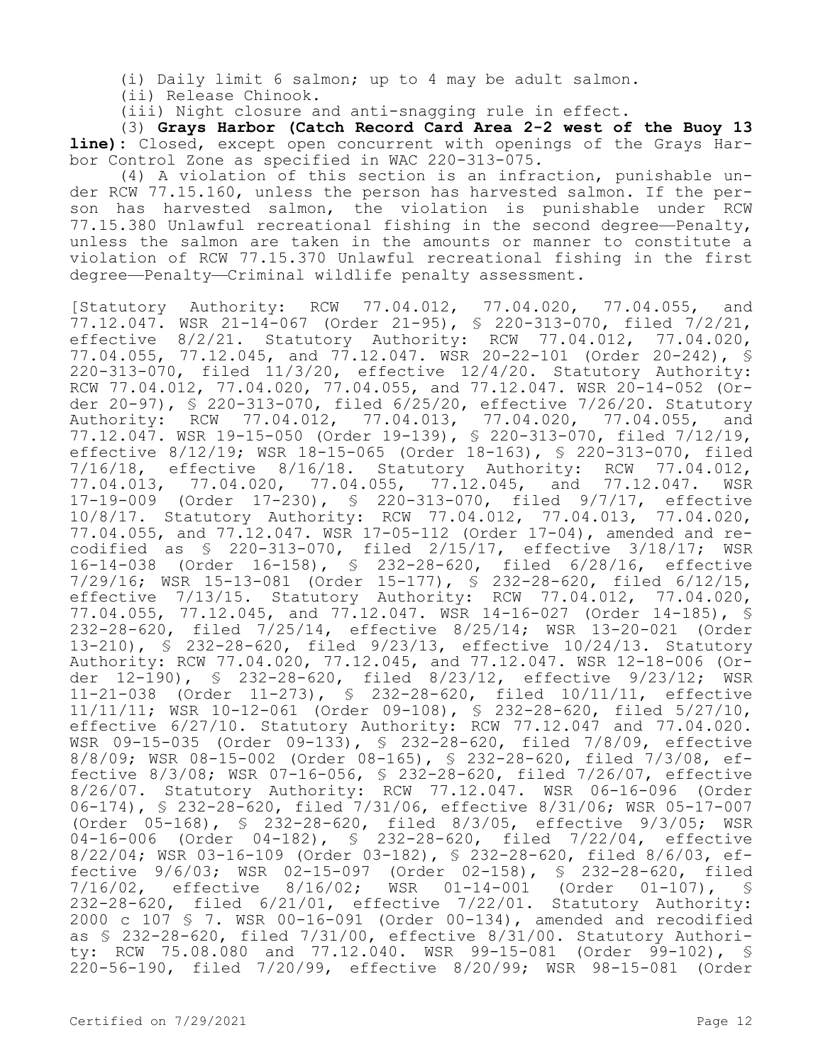(i) Daily limit 6 salmon; up to 4 may be adult salmon.

(ii) Release Chinook.

(iii) Night closure and anti-snagging rule in effect.

(3) **Grays Harbor (Catch Record Card Area 2-2 west of the Buoy 13 line)**: Closed, except open concurrent with openings of the Grays Harbor Control Zone as specified in WAC 220-313-075.

(4) A violation of this section is an infraction, punishable under RCW 77.15.160, unless the person has harvested salmon. If the person has harvested salmon, the violation is punishable under RCW 77.15.380 Unlawful recreational fishing in the second degree—Penalty, unless the salmon are taken in the amounts or manner to constitute a violation of RCW 77.15.370 Unlawful recreational fishing in the first degree—Penalty—Criminal wildlife penalty assessment.

[Statutory Authority: RCW 77.04.012, 77.04.020, 77.04.055, and 77.12.047. WSR 21-14-067 (Order 21-95), § 220-313-070, filed 7/2/21, effective 8/2/21. Statutory Authority: RCW 77.04.012, 77.04.020, 77.04.055, 77.12.045, and 77.12.047. WSR 20-22-101 (Order 20-242), § 220-313-070, filed 11/3/20, effective 12/4/20. Statutory Authority: RCW 77.04.012, 77.04.020, 77.04.055, and 77.12.047. WSR 20-14-052 (Order 20-97), § 220-313-070, filed 6/25/20, effective 7/26/20. Statutory Authority: RCW 77.04.012, 77.04.013, 77.04.020, 77.04.055, and 77.12.047. WSR 19-15-050 (Order 19-139), § 220-313-070, filed 7/12/19, effective 8/12/19; WSR 18-15-065 (Order 18-163), § 220-313-070, filed 7/16/18, effective 8/16/18. Statutory Authority: RCW 77.04.012, 77.04.013, 77.04.020, 77.04.055, 77.12.045, and 77.12.047. WSR 17-19-009 (Order 17-230), § 220-313-070, filed 9/7/17, effective 10/8/17. Statutory Authority: RCW 77.04.012, 77.04.013, 77.04.020, 77.04.055, and 77.12.047. WSR 17-05-112 (Order 17-04), amended and recodified as § 220-313-070, filed 2/15/17, effective 3/18/17; WSR 16-14-038 (Order 16-158), § 232-28-620, filed 6/28/16, effective 7/29/16; WSR 15-13-081 (Order 15-177), § 232-28-620, filed 6/12/15, effective 7/13/15. Statutory Authority: RCW 77.04.012, 77.04.020, 77.04.055, 77.12.045, and 77.12.047. WSR 14-16-027 (Order 14-185), § 232-28-620, filed 7/25/14, effective 8/25/14; WSR 13-20-021 (Order 13-210), § 232-28-620, filed 9/23/13, effective 10/24/13. Statutory Authority: RCW 77.04.020, 77.12.045, and 77.12.047. WSR 12-18-006 (Order 12-190), § 232-28-620, filed 8/23/12, effective 9/23/12; WSR 11-21-038 (Order 11-273), § 232-28-620, filed 10/11/11, effective 11/11/11; WSR 10-12-061 (Order 09-108), § 232-28-620, filed 5/27/10, effective 6/27/10. Statutory Authority: RCW 77.12.047 and 77.04.020. WSR 09-15-035 (Order 09-133), § 232-28-620, filed 7/8/09, effective 8/8/09; WSR 08-15-002 (Order 08-165), § 232-28-620, filed 7/3/08, effective 8/3/08; WSR 07-16-056, § 232-28-620, filed 7/26/07, effective 8/26/07. Statutory Authority: RCW 77.12.047. WSR 06-16-096 (Order 06-174), § 232-28-620, filed 7/31/06, effective 8/31/06; WSR 05-17-007 (Order 05-168), § 232-28-620, filed 8/3/05, effective 9/3/05; WSR 04-16-006 (Order 04-182), § 232-28-620, filed 7/22/04, effective 8/22/04; WSR 03-16-109 (Order 03-182), § 232-28-620, filed 8/6/03, effective 9/6/03; WSR 02-15-097 (Order 02-158), § 232-28-620, filed 7/16/02, effective 8/16/02; WSR 01-14-001 (Order 01-107), § 232-28-620, filed 6/21/01, effective 7/22/01. Statutory Authority: 2000 c 107 § 7. WSR 00-16-091 (Order 00-134), amended and recodified as § 232-28-620, filed 7/31/00, effective 8/31/00. Statutory Authority: RCW 75.08.080 and 77.12.040. WSR 99-15-081 (Order 99-102), § 220-56-190, filed 7/20/99, effective 8/20/99; WSR 98-15-081 (Order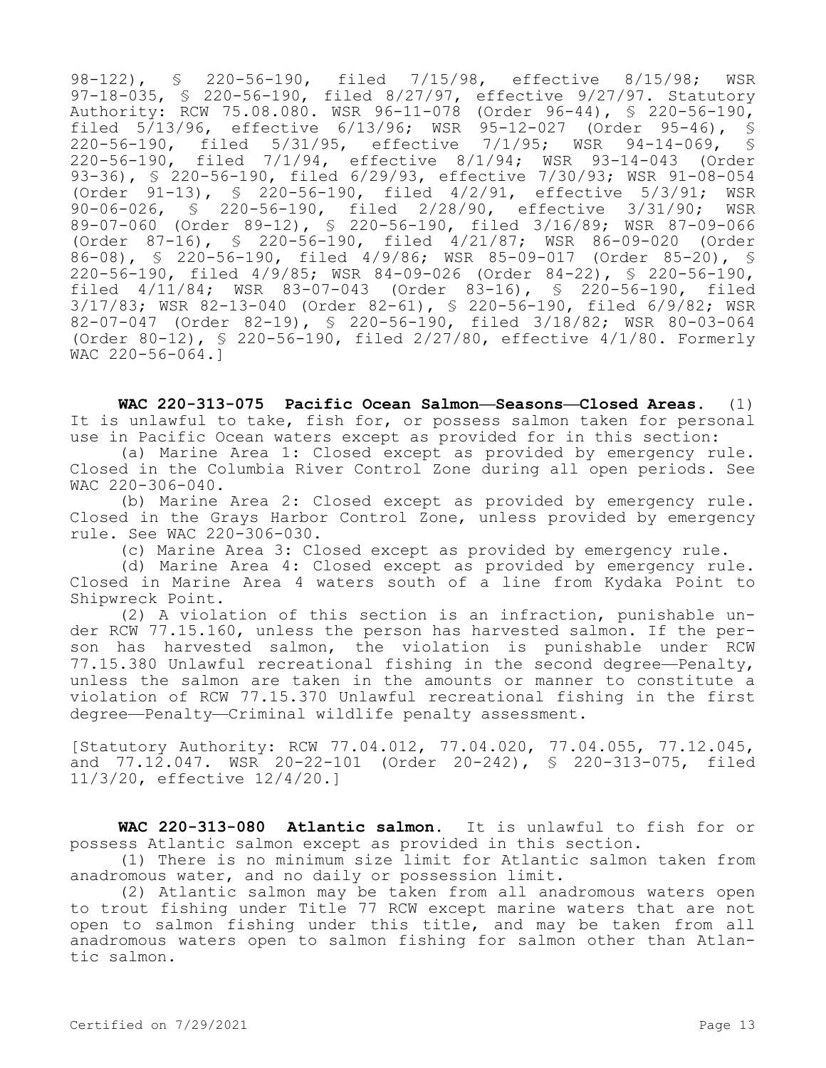98-122), § 220-56-190, filed 7/15/98, effective 8/15/98; WSR 97-18-035, § 220-56-190, filed 8/27/97, effective 9/27/97. Statutory Authority: RCW 75.08.080. WSR 96-11-078 (Order 96-44), § 220-56-190, filed 5/13/96, effective 6/13/96; WSR 95-12-027 (Order 95-46), § 220-56-190, filed 5/31/95, effective 7/1/95; WSR 94-14-069, § 220-56-190, filed 7/1/94, effective 8/1/94; WSR 93-14-043 (Order 93-36), § 220-56-190, filed 6/29/93, effective 7/30/93; WSR 91-08-054 (Order 91-13), § 220-56-190, filed 4/2/91, effective 5/3/91; WSR 90-06-026, § 220-56-190, filed 2/28/90, effective 3/31/90; WSR 89-07-060 (Order 89-12), § 220-56-190, filed 3/16/89; WSR 87-09-066 (Order 87-16), § 220-56-190, filed 4/21/87; WSR 86-09-020 (Order 86-08), § 220-56-190, filed 4/9/86; WSR 85-09-017 (Order 85-20), § 220-56-190, filed 4/9/85; WSR 84-09-026 (Order 84-22), § 220-56-190, filed 4/11/84; WSR 83-07-043 (Order 83-16), § 220-56-190, filed 3/17/83; WSR 82-13-040 (Order 82-61), § 220-56-190, filed 6/9/82; WSR 82-07-047 (Order 82-19), § 220-56-190, filed 3/18/82; WSR 80-03-064 (Order 80-12), § 220-56-190, filed 2/27/80, effective 4/1/80. Formerly WAC 220-56-064.]

**WAC 220-313-075 Pacific Ocean Salmon—Seasons—Closed Areas.** (1) It is unlawful to take, fish for, or possess salmon taken for personal use in Pacific Ocean waters except as provided for in this section:

(a) Marine Area 1: Closed except as provided by emergency rule. Closed in the Columbia River Control Zone during all open periods. See WAC 220-306-040.

(b) Marine Area 2: Closed except as provided by emergency rule. Closed in the Grays Harbor Control Zone, unless provided by emergency rule. See WAC 220-306-030.

(c) Marine Area 3: Closed except as provided by emergency rule.

(d) Marine Area 4: Closed except as provided by emergency rule. Closed in Marine Area 4 waters south of a line from Kydaka Point to Shipwreck Point.

(2) A violation of this section is an infraction, punishable under RCW 77.15.160, unless the person has harvested salmon. If the person has harvested salmon, the violation is punishable under RCW 77.15.380 Unlawful recreational fishing in the second degree—Penalty, unless the salmon are taken in the amounts or manner to constitute a violation of RCW 77.15.370 Unlawful recreational fishing in the first degree—Penalty—Criminal wildlife penalty assessment.

[Statutory Authority: RCW 77.04.012, 77.04.020, 77.04.055, 77.12.045, and 77.12.047. WSR 20-22-101 (Order 20-242), § 220-313-075, filed 11/3/20, effective 12/4/20.]

**WAC 220-313-080 Atlantic salmon.** It is unlawful to fish for or possess Atlantic salmon except as provided in this section.

(1) There is no minimum size limit for Atlantic salmon taken from anadromous water, and no daily or possession limit.

(2) Atlantic salmon may be taken from all anadromous waters open to trout fishing under Title 77 RCW except marine waters that are not open to salmon fishing under this title, and may be taken from all anadromous waters open to salmon fishing for salmon other than Atlantic salmon.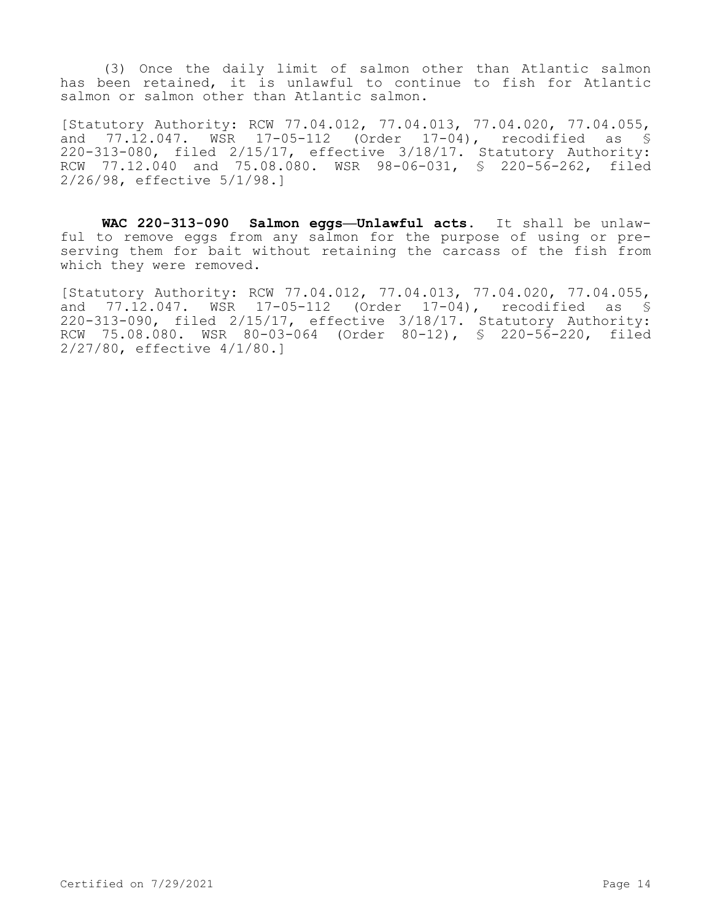(3) Once the daily limit of salmon other than Atlantic salmon has been retained, it is unlawful to continue to fish for Atlantic salmon or salmon other than Atlantic salmon.

[Statutory Authority: RCW 77.04.012, 77.04.013, 77.04.020, 77.04.055, and 77.12.047. WSR 17-05-112 (Order 17-04), recodified as § 220-313-080, filed 2/15/17, effective 3/18/17. Statutory Authority: RCW 77.12.040 and 75.08.080. WSR 98-06-031, § 220-56-262, filed 2/26/98, effective 5/1/98.]

**WAC 220-313-090 Salmon eggs—Unlawful acts.** It shall be unlawful to remove eggs from any salmon for the purpose of using or preserving them for bait without retaining the carcass of the fish from which they were removed.

[Statutory Authority: RCW 77.04.012, 77.04.013, 77.04.020, 77.04.055, and 77.12.047. WSR 17-05-112 (Order 17-04), recodified as § 220-313-090, filed 2/15/17, effective 3/18/17. Statutory Authority: RCW 75.08.080. WSR 80-03-064 (Order 80-12), § 220-56-220, filed 2/27/80, effective 4/1/80.]